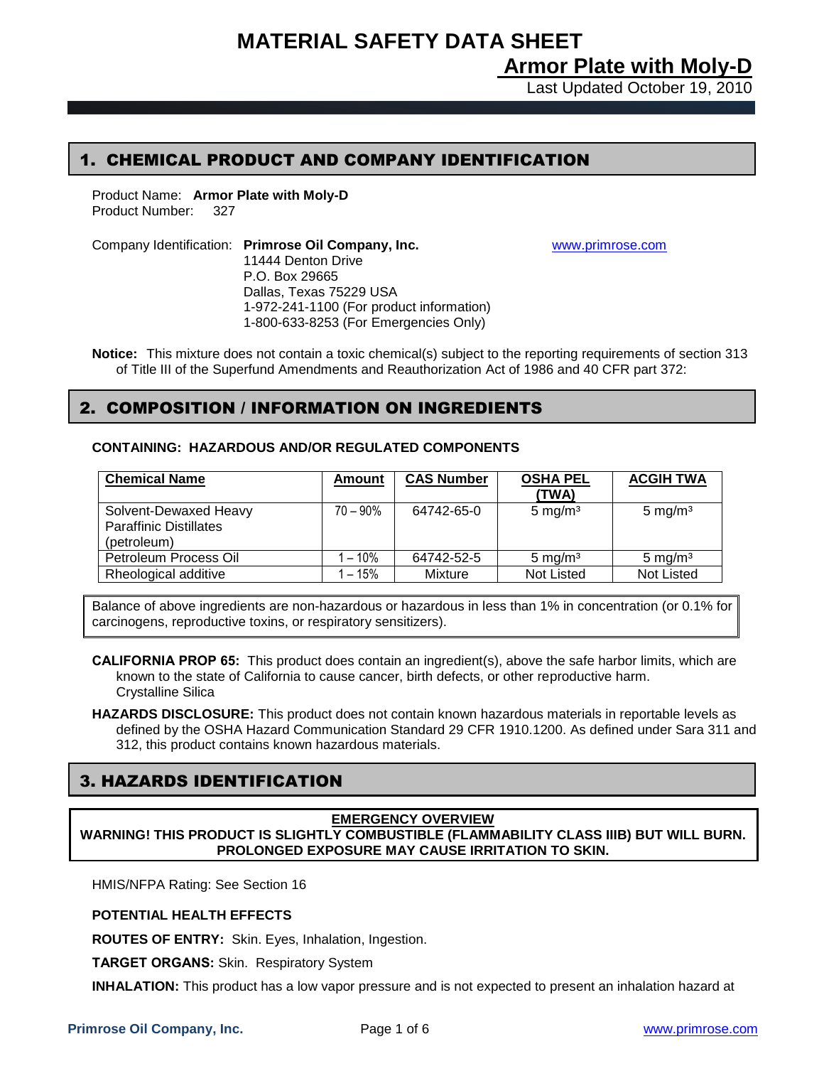# MATERIAL SAFETY DATA SHEET

## Armor Plate with Moly-D

Last Updated October 19, 2010

## 1. CHEMICAL PRODUCT AND COMPANY IDENTIFICATION

Product Name: **Armor Plate with Moly-D**
Product Number: 327

Company Identification: **Primrose Oil Company, Inc.**
11444 Denton Drive
P.O. Box 29665
Dallas, Texas 75229 USA
1-972-241-1100 (For product information)
1-800-633-8253 (For Emergencies Only)

www.primrose.com

**Notice:** This mixture does not contain a toxic chemical(s) subject to the reporting requirements of section 313 of Title III of the Superfund Amendments and Reauthorization Act of 1986 and 40 CFR part 372:

## 2. COMPOSITION / INFORMATION ON INGREDIENTS

**CONTAINING: HAZARDOUS AND/OR REGULATED COMPONENTS**

| Chemical Name | Amount | CAS Number | OSHA PEL (TWA) | ACGIH TWA |
|---|---|---|---|---|
| Solvent-Dewaxed Heavy Paraffinic Distillates (petroleum) | 70 – 90% | 64742-65-0 | 5 mg/m³ | 5 mg/m³ |
| Petroleum Process Oil | 1 – 10% | 64742-52-5 | 5 mg/m³ | 5 mg/m³ |
| Rheological additive | 1 – 15% | Mixture | Not Listed | Not Listed |

Balance of above ingredients are non-hazardous or hazardous in less than 1% in concentration (or 0.1% for carcinogens, reproductive toxins, or respiratory sensitizers).

**CALIFORNIA PROP 65:** This product does contain an ingredient(s), above the safe harbor limits, which are known to the state of California to cause cancer, birth defects, or other reproductive harm.
Crystalline Silica

**HAZARDS DISCLOSURE:** This product does not contain known hazardous materials in reportable levels as defined by the OSHA Hazard Communication Standard 29 CFR 1910.1200. As defined under Sara 311 and 312, this product contains known hazardous materials.

## 3. HAZARDS IDENTIFICATION

**EMERGENCY OVERVIEW**
**WARNING! THIS PRODUCT IS SLIGHTLY COMBUSTIBLE (FLAMMABILITY CLASS IIIB) BUT WILL BURN. PROLONGED EXPOSURE MAY CAUSE IRRITATION TO SKIN.**

HMIS/NFPA Rating: See Section 16

**POTENTIAL HEALTH EFFECTS**

**ROUTES OF ENTRY:** Skin. Eyes, Inhalation, Ingestion.

**TARGET ORGANS:** Skin. Respiratory System

**INHALATION:** This product has a low vapor pressure and is not expected to present an inhalation hazard at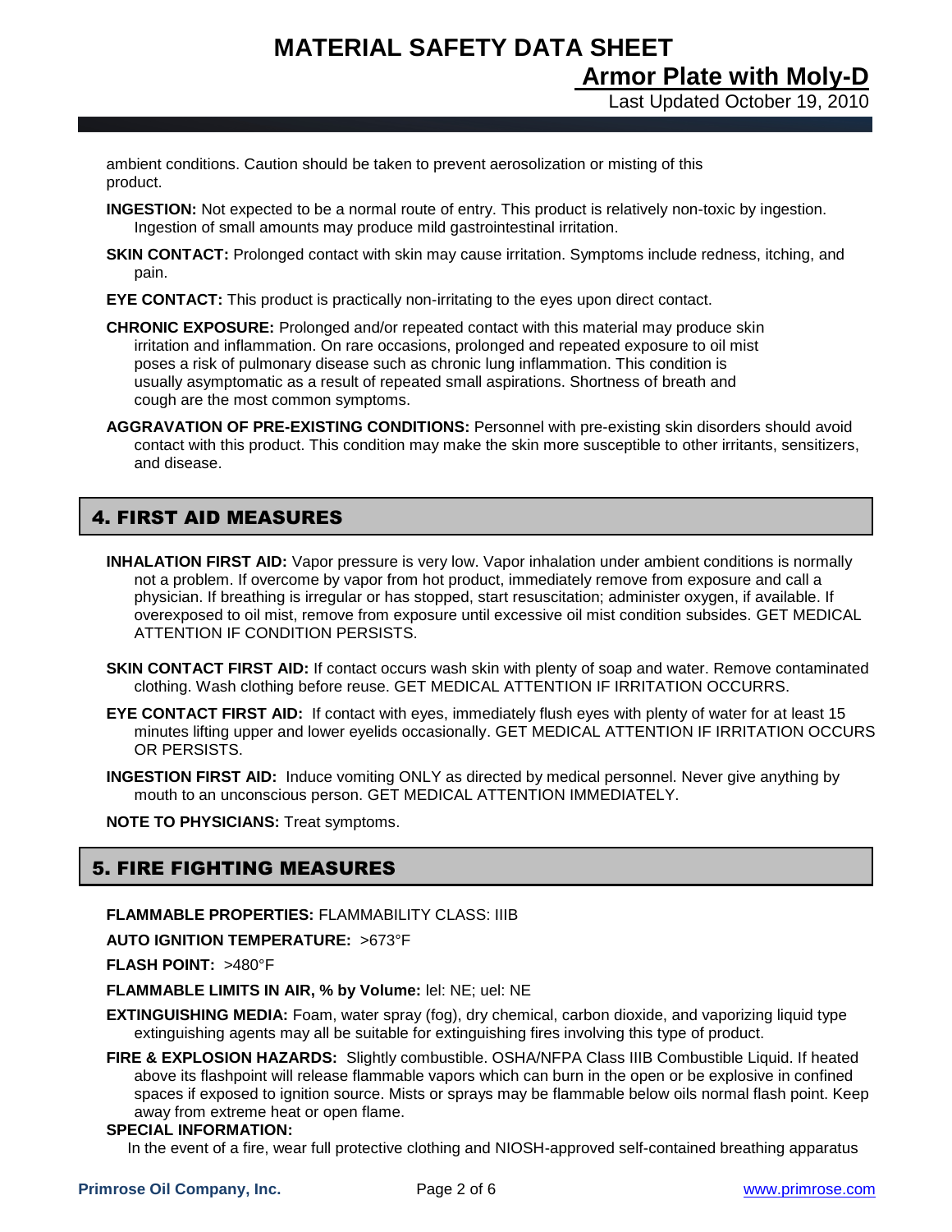ambient conditions. Caution should be taken to prevent aerosolization or misting of this product.

**INGESTION:** Not expected to be a normal route of entry. This product is relatively non-toxic by ingestion. Ingestion of small amounts may produce mild gastrointestinal irritation.

**SKIN CONTACT:** Prolonged contact with skin may cause irritation. Symptoms include redness, itching, and pain.

**EYE CONTACT:** This product is practically non-irritating to the eyes upon direct contact.

**CHRONIC EXPOSURE:** Prolonged and/or repeated contact with this material may produce skin irritation and inflammation. On rare occasions, prolonged and repeated exposure to oil mist poses a risk of pulmonary disease such as chronic lung inflammation. This condition is usually asymptomatic as a result of repeated small aspirations. Shortness of breath and cough are the most common symptoms.

**AGGRAVATION OF PRE-EXISTING CONDITIONS:** Personnel with pre-existing skin disorders should avoid contact with this product. This condition may make the skin more susceptible to other irritants, sensitizers, and disease.

## 4. FIRST AID MEASURES

**INHALATION FIRST AID:** Vapor pressure is very low. Vapor inhalation under ambient conditions is normally not a problem. If overcome by vapor from hot product, immediately remove from exposure and call a physician. If breathing is irregular or has stopped, start resuscitation; administer oxygen, if available. If overexposed to oil mist, remove from exposure until excessive oil mist condition subsides. GET MEDICAL ATTENTION IF CONDITION PERSISTS.

**SKIN CONTACT FIRST AID:** If contact occurs wash skin with plenty of soap and water. Remove contaminated clothing. Wash clothing before reuse. GET MEDICAL ATTENTION IF IRRITATION OCCURRS.

**EYE CONTACT FIRST AID:** If contact with eyes, immediately flush eyes with plenty of water for at least 15 minutes lifting upper and lower eyelids occasionally. GET MEDICAL ATTENTION IF IRRITATION OCCURS OR PERSISTS.

**INGESTION FIRST AID:** Induce vomiting ONLY as directed by medical personnel. Never give anything by mouth to an unconscious person. GET MEDICAL ATTENTION IMMEDIATELY.

**NOTE TO PHYSICIANS:** Treat symptoms.

## 5. FIRE FIGHTING MEASURES

**FLAMMABLE PROPERTIES:** FLAMMABILITY CLASS: IIIB

**AUTO IGNITION TEMPERATURE:** >673°F

**FLASH POINT:** >480°F

**FLAMMABLE LIMITS IN AIR, % by Volume:** lel: NE; uel: NE

**EXTINGUISHING MEDIA:** Foam, water spray (fog), dry chemical, carbon dioxide, and vaporizing liquid type extinguishing agents may all be suitable for extinguishing fires involving this type of product.

**FIRE & EXPLOSION HAZARDS:** Slightly combustible. OSHA/NFPA Class IIIB Combustible Liquid. If heated above its flashpoint will release flammable vapors which can burn in the open or be explosive in confined spaces if exposed to ignition source. Mists or sprays may be flammable below oils normal flash point. Keep away from extreme heat or open flame.

**SPECIAL INFORMATION:**

In the event of a fire, wear full protective clothing and NIOSH-approved self-contained breathing apparatus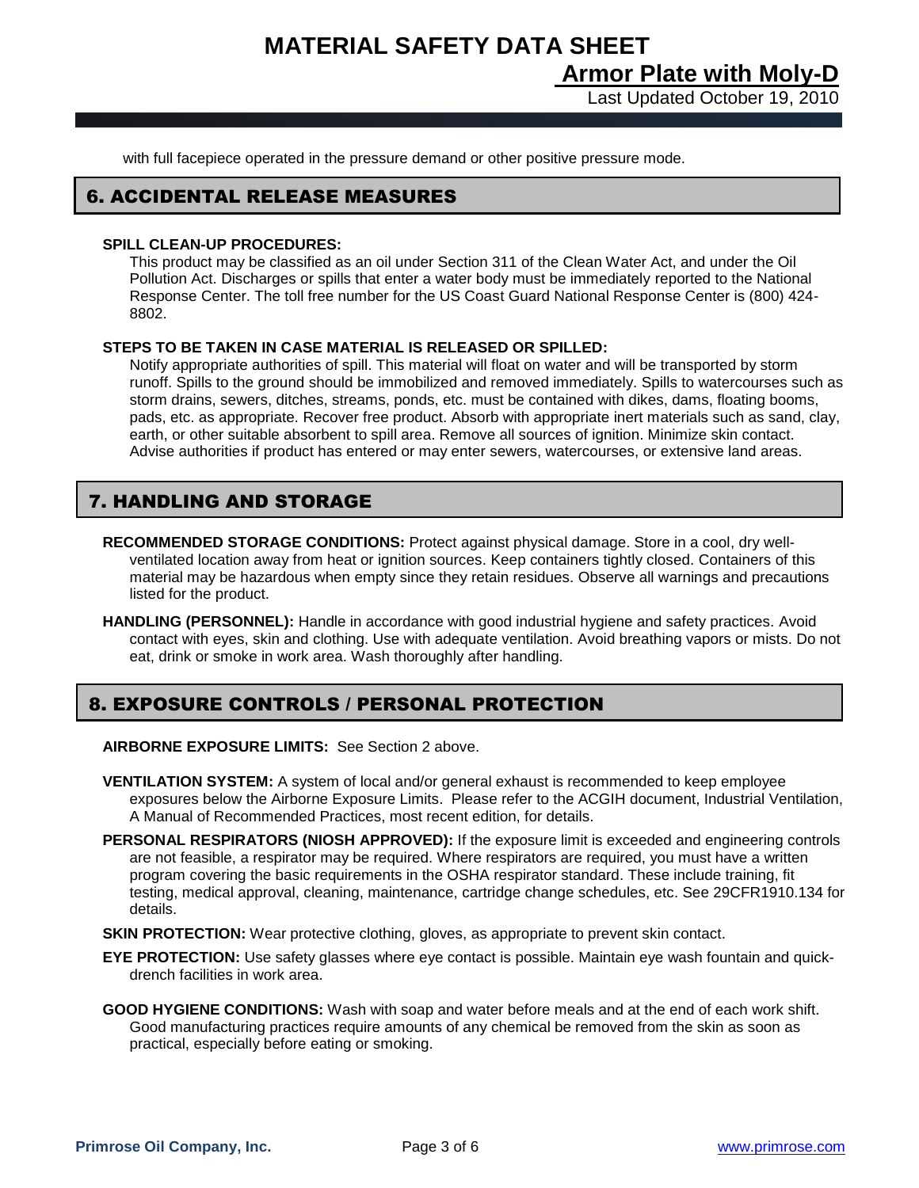with full facepiece operated in the pressure demand or other positive pressure mode.

## 6. ACCIDENTAL RELEASE MEASURES

**SPILL CLEAN-UP PROCEDURES:**

This product may be classified as an oil under Section 311 of the Clean Water Act, and under the Oil Pollution Act. Discharges or spills that enter a water body must be immediately reported to the National Response Center. The toll free number for the US Coast Guard National Response Center is (800) 424-8802.

**STEPS TO BE TAKEN IN CASE MATERIAL IS RELEASED OR SPILLED:**

Notify appropriate authorities of spill. This material will float on water and will be transported by storm runoff. Spills to the ground should be immobilized and removed immediately. Spills to watercourses such as storm drains, sewers, ditches, streams, ponds, etc. must be contained with dikes, dams, floating booms, pads, etc. as appropriate. Recover free product. Absorb with appropriate inert materials such as sand, clay, earth, or other suitable absorbent to spill area. Remove all sources of ignition. Minimize skin contact. Advise authorities if product has entered or may enter sewers, watercourses, or extensive land areas.

## 7. HANDLING AND STORAGE

**RECOMMENDED STORAGE CONDITIONS:** Protect against physical damage. Store in a cool, dry well-ventilated location away from heat or ignition sources. Keep containers tightly closed. Containers of this material may be hazardous when empty since they retain residues. Observe all warnings and precautions listed for the product.

**HANDLING (PERSONNEL):** Handle in accordance with good industrial hygiene and safety practices. Avoid contact with eyes, skin and clothing. Use with adequate ventilation. Avoid breathing vapors or mists. Do not eat, drink or smoke in work area. Wash thoroughly after handling.

## 8. EXPOSURE CONTROLS / PERSONAL PROTECTION

**AIRBORNE EXPOSURE LIMITS:** See Section 2 above.

**VENTILATION SYSTEM:** A system of local and/or general exhaust is recommended to keep employee exposures below the Airborne Exposure Limits. Please refer to the ACGIH document, Industrial Ventilation, A Manual of Recommended Practices, most recent edition, for details.

**PERSONAL RESPIRATORS (NIOSH APPROVED):** If the exposure limit is exceeded and engineering controls are not feasible, a respirator may be required. Where respirators are required, you must have a written program covering the basic requirements in the OSHA respirator standard. These include training, fit testing, medical approval, cleaning, maintenance, cartridge change schedules, etc. See 29CFR1910.134 for details.

**SKIN PROTECTION:** Wear protective clothing, gloves, as appropriate to prevent skin contact.

**EYE PROTECTION:** Use safety glasses where eye contact is possible. Maintain eye wash fountain and quick-drench facilities in work area.

**GOOD HYGIENE CONDITIONS:** Wash with soap and water before meals and at the end of each work shift. Good manufacturing practices require amounts of any chemical be removed from the skin as soon as practical, especially before eating or smoking.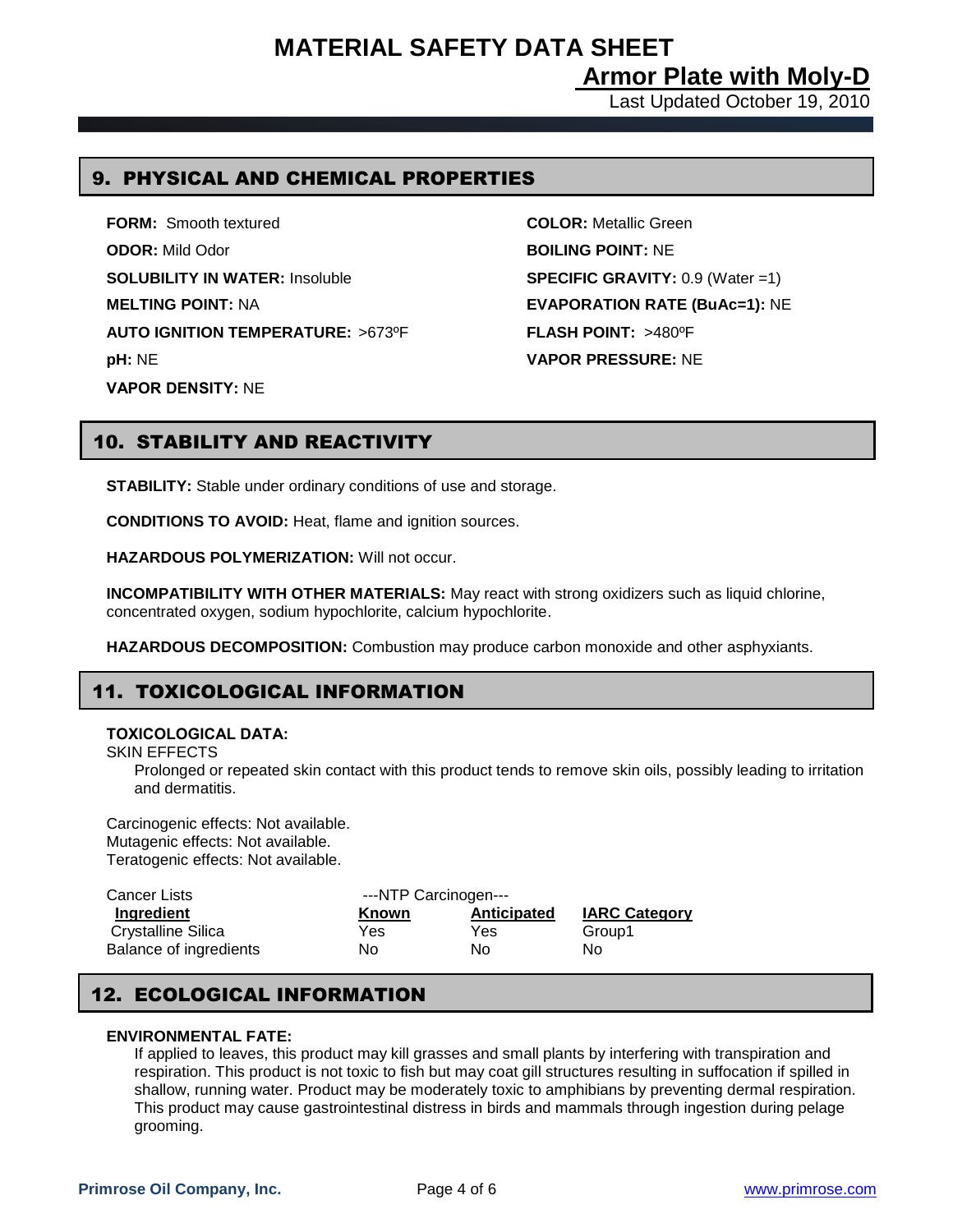# MATERIAL SAFETY DATA SHEET

## Armor Plate with Moly-D

Last Updated October 19, 2010

## 9. PHYSICAL AND CHEMICAL PROPERTIES

**FORM:** Smooth textured

**ODOR:** Mild Odor

**SOLUBILITY IN WATER:** Insoluble

**MELTING POINT:** NA

**AUTO IGNITION TEMPERATURE:** >673ºF

**pH:** NE

**VAPOR DENSITY:** NE

**COLOR:** Metallic Green

**BOILING POINT:** NE

**SPECIFIC GRAVITY:** 0.9 (Water =1)

**EVAPORATION RATE (BuAc=1):** NE

**FLASH POINT:** >480ºF

**VAPOR PRESSURE:** NE

## 10. STABILITY AND REACTIVITY

**STABILITY:** Stable under ordinary conditions of use and storage.

**CONDITIONS TO AVOID:** Heat, flame and ignition sources.

**HAZARDOUS POLYMERIZATION:** Will not occur.

**INCOMPATIBILITY WITH OTHER MATERIALS:** May react with strong oxidizers such as liquid chlorine, concentrated oxygen, sodium hypochlorite, calcium hypochlorite.

**HAZARDOUS DECOMPOSITION:** Combustion may produce carbon monoxide and other asphyxiants.

## 11. TOXICOLOGICAL INFORMATION

**TOXICOLOGICAL DATA:**

SKIN EFFECTS

Prolonged or repeated skin contact with this product tends to remove skin oils, possibly leading to irritation and dermatitis.

Carcinogenic effects: Not available.
Mutagenic effects: Not available.
Teratogenic effects: Not available.

| Cancer Lists | ---NTP Carcinogen--- | | |
|---|---|---|---|
| **Ingredient** | **Known** | **Anticipated** | **IARC Category** |
| Crystalline Silica | Yes | Yes | Group1 |
| Balance of ingredients | No | No | No |

## 12. ECOLOGICAL INFORMATION

**ENVIRONMENTAL FATE:**

If applied to leaves, this product may kill grasses and small plants by interfering with transpiration and respiration. This product is not toxic to fish but may coat gill structures resulting in suffocation if spilled in shallow, running water. Product may be moderately toxic to amphibians by preventing dermal respiration. This product may cause gastrointestinal distress in birds and mammals through ingestion during pelage grooming.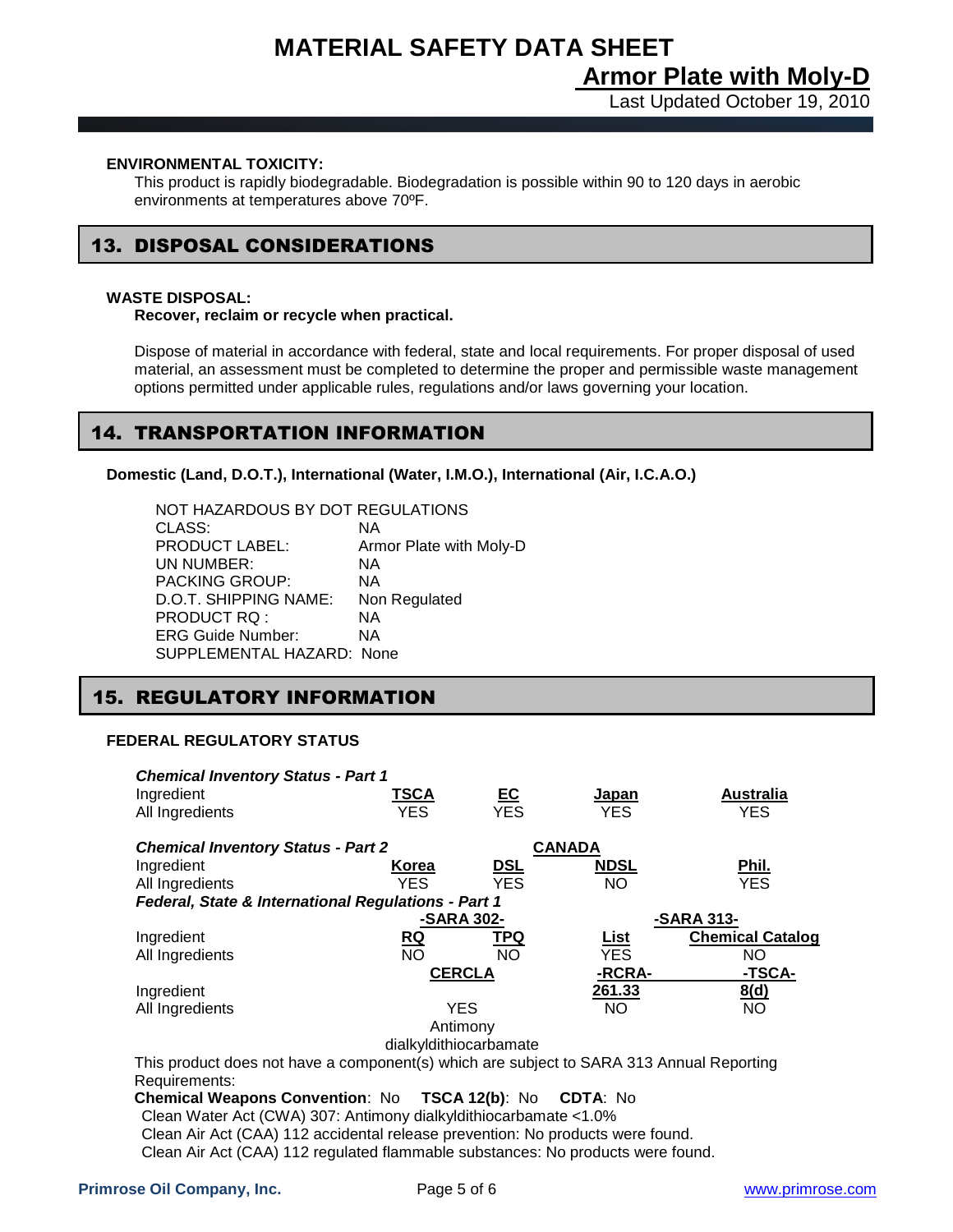**ENVIRONMENTAL TOXICITY:**

This product is rapidly biodegradable. Biodegradation is possible within 90 to 120 days in aerobic environments at temperatures above 70ºF.

## 13. DISPOSAL CONSIDERATIONS

**WASTE DISPOSAL:**

**Recover, reclaim or recycle when practical.**

Dispose of material in accordance with federal, state and local requirements. For proper disposal of used material, an assessment must be completed to determine the proper and permissible waste management options permitted under applicable rules, regulations and/or laws governing your location.

## 14. TRANSPORTATION INFORMATION

**Domestic (Land, D.O.T.), International (Water, I.M.O.), International (Air, I.C.A.O.)**

NOT HAZARDOUS BY DOT REGULATIONS

| | |
|---|---|
| CLASS: | NA |
| PRODUCT LABEL: | Armor Plate with Moly-D |
| UN NUMBER: | NA |
| PACKING GROUP: | NA |
| D.O.T. SHIPPING NAME: | Non Regulated |
| PRODUCT RQ : | NA |
| ERG Guide Number: | NA |
| SUPPLEMENTAL HAZARD: | None |

## 15. REGULATORY INFORMATION

**FEDERAL REGULATORY STATUS**

***Chemical Inventory Status - Part 1***

| Ingredient | TSCA | EC | Japan | Australia |
|---|---|---|---|---|
| All Ingredients | YES | YES | YES | YES |

***Chemical Inventory Status - Part 2***

| | | CANADA | | |
|---|---|---|---|---|
| Ingredient | Korea | DSL | NDSL | Phil. |
| All Ingredients | YES | YES | NO | YES |

***Federal, State & International Regulations - Part 1***

| | -SARA 302- | | -SARA 313- | |
|---|---|---|---|---|
| Ingredient | RQ | TPQ | List | Chemical Catalog |
| All Ingredients | NO | NO | YES | NO |

| | CERCLA | -RCRA- | -TSCA- |
|---|---|---|---|
| Ingredient | | 261.33 | 8(d) |
| All Ingredients | YES Antimony dialkyldithiocarbamate | NO | NO |

This product does not have a component(s) which are subject to SARA 313 Annual Reporting Requirements:

**Chemical Weapons Convention**: No **TSCA 12(b)**: No **CDTA**: No

Clean Water Act (CWA) 307: Antimony dialkyldithiocarbamate <1.0%

Clean Air Act (CAA) 112 accidental release prevention: No products were found.

Clean Air Act (CAA) 112 regulated flammable substances: No products were found.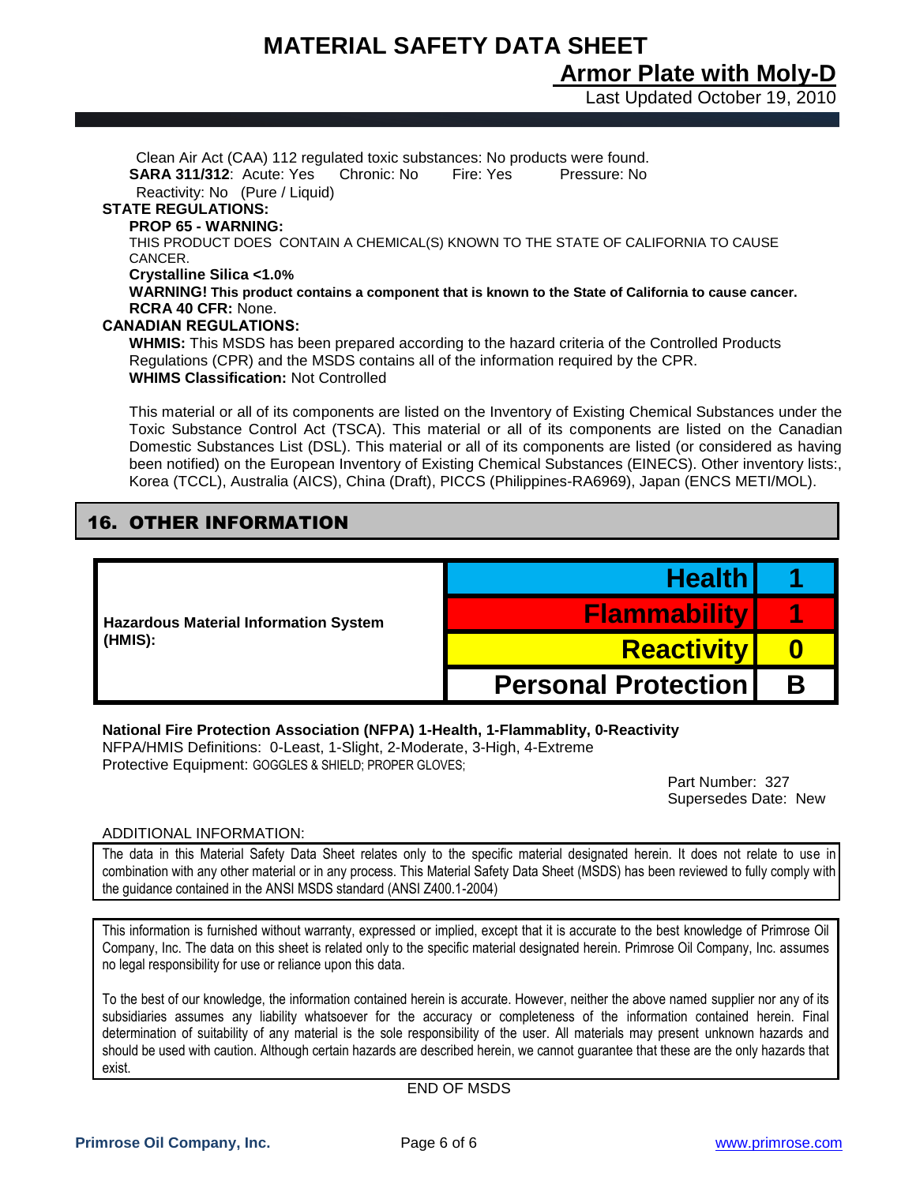Clean Air Act (CAA) 112 regulated toxic substances: No products were found.

**SARA 311/312**: Acute: Yes Chronic: No Fire: Yes Pressure: No

Reactivity: No (Pure / Liquid)

**STATE REGULATIONS:**

**PROP 65 - WARNING:**

THIS PRODUCT DOES CONTAIN A CHEMICAL(S) KNOWN TO THE STATE OF CALIFORNIA TO CAUSE CANCER.

**Crystalline Silica <1.0%**

**WARNING! This product contains a component that is known to the State of California to cause cancer.**

**RCRA 40 CFR:** None.

**CANADIAN REGULATIONS:**

**WHMIS:** This MSDS has been prepared according to the hazard criteria of the Controlled Products Regulations (CPR) and the MSDS contains all of the information required by the CPR.

**WHIMS Classification:** Not Controlled

This material or all of its components are listed on the Inventory of Existing Chemical Substances under the Toxic Substance Control Act (TSCA). This material or all of its components are listed on the Canadian Domestic Substances List (DSL). This material or all of its components are listed (or considered as having been notified) on the European Inventory of Existing Chemical Substances (EINECS). Other inventory lists:, Korea (TCCL), Australia (AICS), China (Draft), PICCS (Philippines-RA6969), Japan (ENCS METI/MOL).

## 16. OTHER INFORMATION

| | | |
|---|---|---|
| **Hazardous Material Information System (HMIS):** | **Health** | **1** |
| | **Flammability** | **1** |
| | **Reactivity** | **0** |
| | **Personal Protection** | **B** |

**National Fire Protection Association (NFPA) 1-Health, 1-Flammablity, 0-Reactivity**

NFPA/HMIS Definitions: 0-Least, 1-Slight, 2-Moderate, 3-High, 4-Extreme

Protective Equipment: GOGGLES & SHIELD; PROPER GLOVES;

Part Number: 327

Supersedes Date: New

ADDITIONAL INFORMATION:

The data in this Material Safety Data Sheet relates only to the specific material designated herein. It does not relate to use in combination with any other material or in any process. This Material Safety Data Sheet (MSDS) has been reviewed to fully comply with the guidance contained in the ANSI MSDS standard (ANSI Z400.1-2004)

This information is furnished without warranty, expressed or implied, except that it is accurate to the best knowledge of Primrose Oil Company, Inc. The data on this sheet is related only to the specific material designated herein. Primrose Oil Company, Inc. assumes no legal responsibility for use or reliance upon this data.

To the best of our knowledge, the information contained herein is accurate. However, neither the above named supplier nor any of its subsidiaries assumes any liability whatsoever for the accuracy or completeness of the information contained herein. Final determination of suitability of any material is the sole responsibility of the user. All materials may present unknown hazards and should be used with caution. Although certain hazards are described herein, we cannot guarantee that these are the only hazards that exist.

END OF MSDS